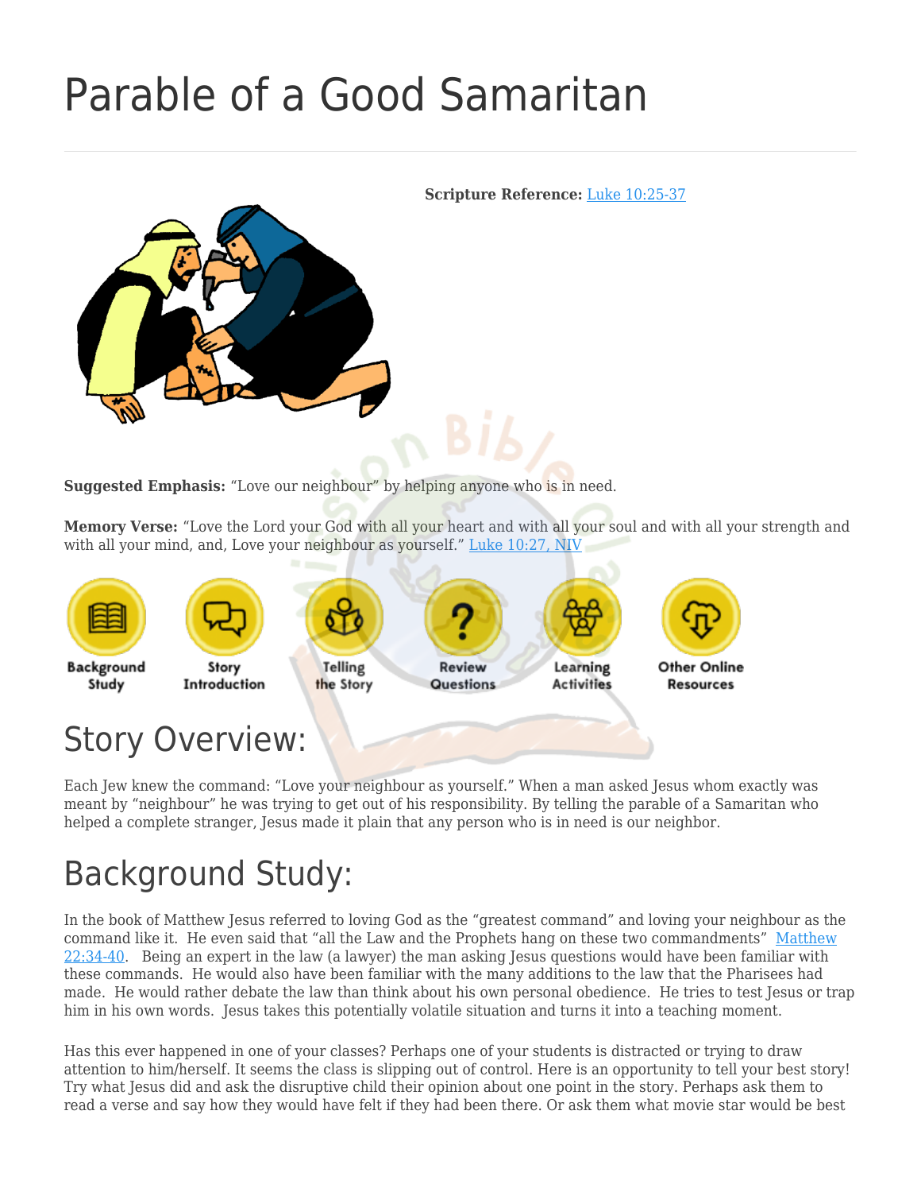# Parable of a Good Samaritan

**Scripture Reference:** Luke 10:25-37

**Suggested Emphasis:** "Love our neighbour" by helping anyone who is in need.

**Memory Verse:** "Love the Lord your God with all your heart and with all your soul and with all your strength and with all your mind, and, Love your neighbour as yourself." Luke 10:27, NIV

Background Study | Story Introduction | Telling the Story | Review Questions | Learning Activities | Other Online Resources

## Story Overview:

Each Jew knew the command: "Love your neighbour as yourself." When a man asked Jesus whom exactly was meant by "neighbour" he was trying to get out of his responsibility. By telling the parable of a Samaritan who helped a complete stranger, Jesus made it plain that any person who is in need is our neighbor.

## Background Study:

In the book of Matthew Jesus referred to loving God as the "greatest command" and loving your neighbour as the command like it. He even said that "all the Law and the Prophets hang on these two commandments" Matthew 22:34-40. Being an expert in the law (a lawyer) the man asking Jesus questions would have been familiar with these commands. He would also have been familiar with the many additions to the law that the Pharisees had made. He would rather debate the law than think about his own personal obedience. He tries to test Jesus or trap him in his own words. Jesus takes this potentially volatile situation and turns it into a teaching moment.

Has this ever happened in one of your classes? Perhaps one of your students is distracted or trying to draw attention to him/herself. It seems the class is slipping out of control. Here is an opportunity to tell your best story! Try what Jesus did and ask the disruptive child their opinion about one point in the story. Perhaps ask them to read a verse and say how they would have felt if they had been there. Or ask them what movie star would be best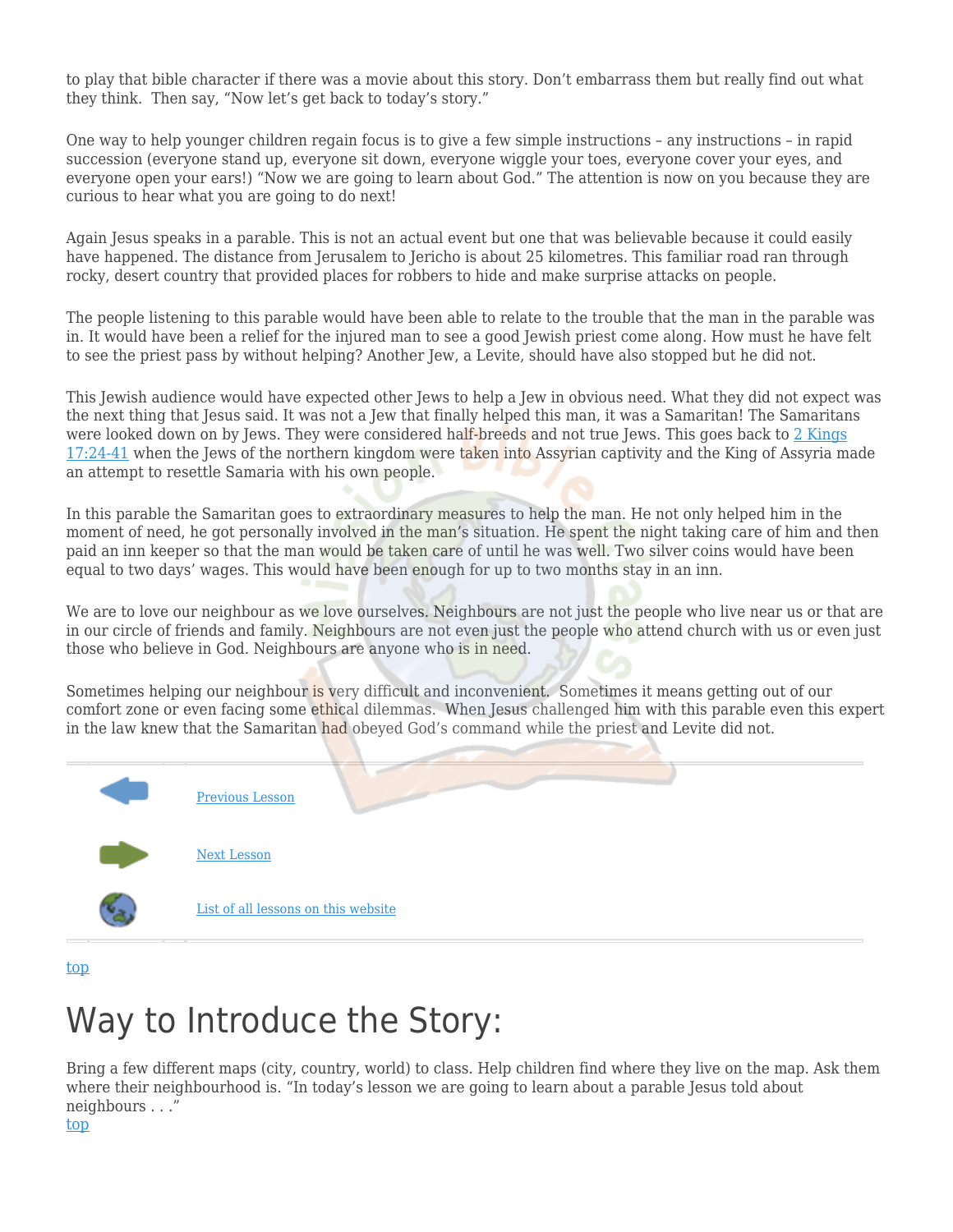to play that bible character if there was a movie about this story. Don't embarrass them but really find out what they think. Then say, "Now let's get back to today's story."

One way to help younger children regain focus is to give a few simple instructions – any instructions – in rapid succession (everyone stand up, everyone sit down, everyone wiggle your toes, everyone cover your eyes, and everyone open your ears!) "Now we are going to learn about God." The attention is now on you because they are curious to hear what you are going to do next!

Again Jesus speaks in a parable. This is not an actual event but one that was believable because it could easily have happened. The distance from Jerusalem to Jericho is about 25 kilometres. This familiar road ran through rocky, desert country that provided places for robbers to hide and make surprise attacks on people.

The people listening to this parable would have been able to relate to the trouble that the man in the parable was in. It would have been a relief for the injured man to see a good Jewish priest come along. How must he have felt to see the priest pass by without helping? Another Jew, a Levite, should have also stopped but he did not.

This Jewish audience would have expected other Jews to help a Jew in obvious need. What they did not expect was the next thing that Jesus said. It was not a Jew that finally helped this man, it was a Samaritan! The Samaritans were looked down on by Jews. They were considered half-breeds and not true Jews. This goes back to [2 Kings 17:24-41] when the Jews of the northern kingdom were taken into Assyrian captivity and the King of Assyria made an attempt to resettle Samaria with his own people.

In this parable the Samaritan goes to extraordinary measures to help the man. He not only helped him in the moment of need, he got personally involved in the man's situation. He spent the night taking care of him and then paid an inn keeper so that the man would be taken care of until he was well. Two silver coins would have been equal to two days' wages. This would have been enough for up to two months stay in an inn.

We are to love our neighbour as we love ourselves. Neighbours are not just the people who live near us or that are in our circle of friends and family. Neighbours are not even just the people who attend church with us or even just those who believe in God. Neighbours are anyone who is in need.

Sometimes helping our neighbour is very difficult and inconvenient. Sometimes it means getting out of our comfort zone or even facing some ethical dilemmas. When Jesus challenged him with this parable even this expert in the law knew that the Samaritan had obeyed God's command while the priest and Levite did not.

Previous Lesson

Next Lesson

List of all lessons on this website

top

# Way to Introduce the Story:

Bring a few different maps (city, country, world) to class. Help children find where they live on the map. Ask them where their neighbourhood is. "In today's lesson we are going to learn about a parable Jesus told about neighbours . . ."

top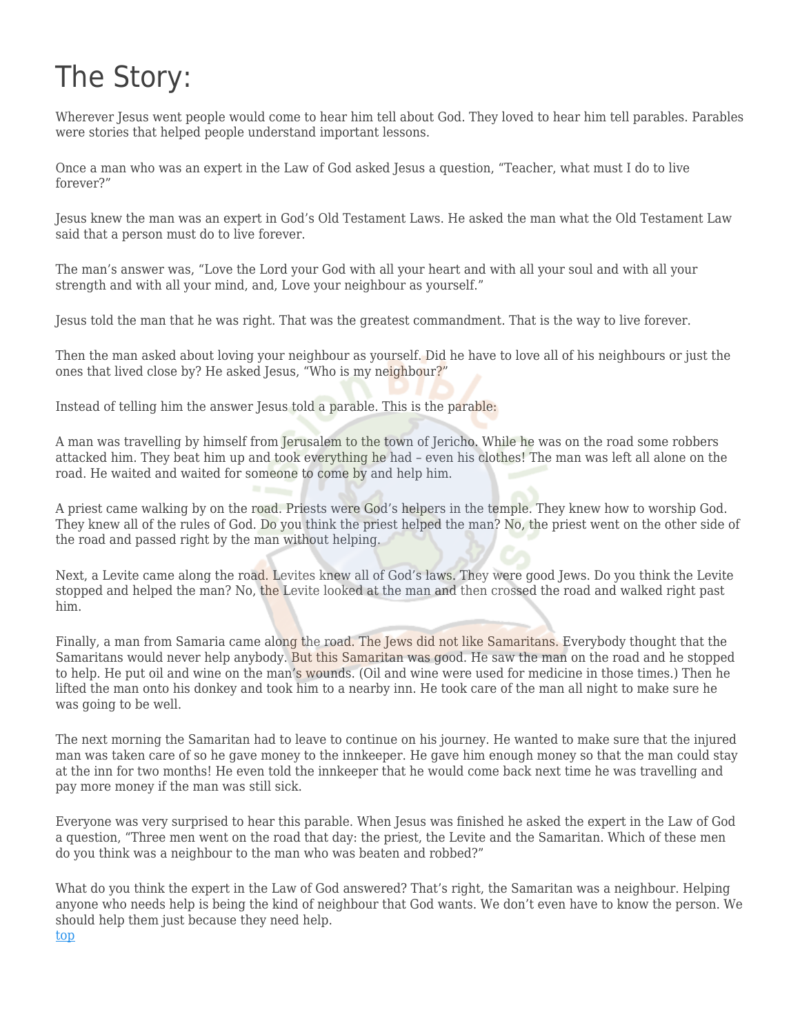# The Story:

Wherever Jesus went people would come to hear him tell about God. They loved to hear him tell parables. Parables were stories that helped people understand important lessons.

Once a man who was an expert in the Law of God asked Jesus a question, "Teacher, what must I do to live forever?"

Jesus knew the man was an expert in God's Old Testament Laws. He asked the man what the Old Testament Law said that a person must do to live forever.

The man's answer was, "Love the Lord your God with all your heart and with all your soul and with all your strength and with all your mind, and, Love your neighbour as yourself."

Jesus told the man that he was right. That was the greatest commandment. That is the way to live forever.

Then the man asked about loving your neighbour as yourself. Did he have to love all of his neighbours or just the ones that lived close by? He asked Jesus, "Who is my neighbour?"

Instead of telling him the answer Jesus told a parable. This is the parable:

A man was travelling by himself from Jerusalem to the town of Jericho. While he was on the road some robbers attacked him. They beat him up and took everything he had – even his clothes! The man was left all alone on the road. He waited and waited for someone to come by and help him.

A priest came walking by on the road. Priests were God's helpers in the temple. They knew how to worship God. They knew all of the rules of God. Do you think the priest helped the man? No, the priest went on the other side of the road and passed right by the man without helping.

Next, a Levite came along the road. Levites knew all of God's laws. They were good Jews. Do you think the Levite stopped and helped the man? No, the Levite looked at the man and then crossed the road and walked right past him.

Finally, a man from Samaria came along the road. The Jews did not like Samaritans. Everybody thought that the Samaritans would never help anybody. But this Samaritan was good. He saw the man on the road and he stopped to help. He put oil and wine on the man's wounds. (Oil and wine were used for medicine in those times.) Then he lifted the man onto his donkey and took him to a nearby inn. He took care of the man all night to make sure he was going to be well.

The next morning the Samaritan had to leave to continue on his journey. He wanted to make sure that the injured man was taken care of so he gave money to the innkeeper. He gave him enough money so that the man could stay at the inn for two months! He even told the innkeeper that he would come back next time he was travelling and pay more money if the man was still sick.

Everyone was very surprised to hear this parable. When Jesus was finished he asked the expert in the Law of God a question, "Three men went on the road that day: the priest, the Levite and the Samaritan. Which of these men do you think was a neighbour to the man who was beaten and robbed?"

What do you think the expert in the Law of God answered? That's right, the Samaritan was a neighbour. Helping anyone who needs help is being the kind of neighbour that God wants. We don't even have to know the person. We should help them just because they need help.

top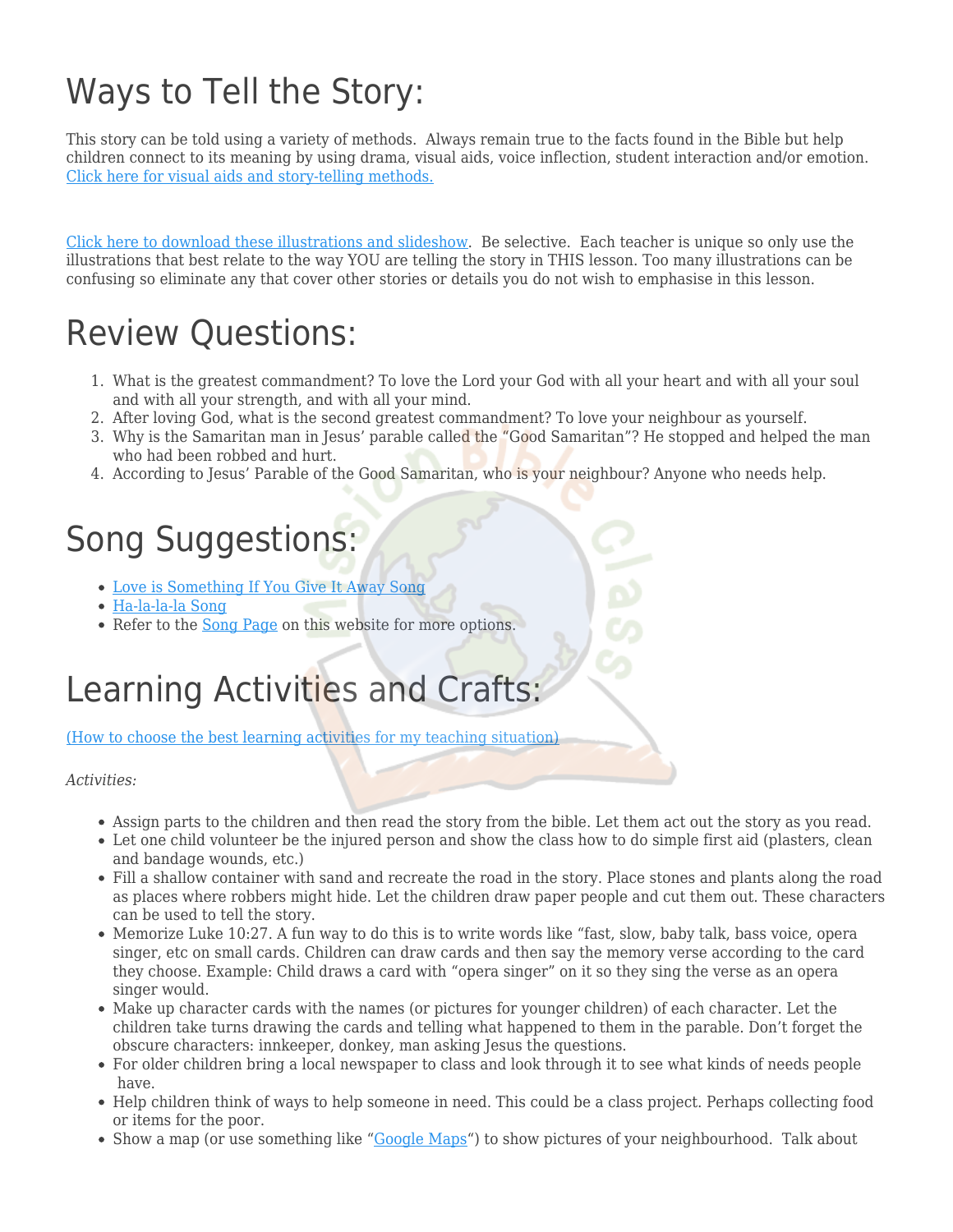# Ways to Tell the Story:

This story can be told using a variety of methods. Always remain true to the facts found in the Bible but help children connect to its meaning by using drama, visual aids, voice inflection, student interaction and/or emotion. [Click here for visual aids and story-telling methods.]

[Click here to download these illustrations and slideshow]. Be selective. Each teacher is unique so only use the illustrations that best relate to the way YOU are telling the story in THIS lesson. Too many illustrations can be confusing so eliminate any that cover other stories or details you do not wish to emphasise in this lesson.

# Review Questions:

1. What is the greatest commandment? To love the Lord your God with all your heart and with all your soul and with all your strength, and with all your mind.
2. After loving God, what is the second greatest commandment? To love your neighbour as yourself.
3. Why is the Samaritan man in Jesus' parable called the "Good Samaritan"? He stopped and helped the man who had been robbed and hurt.
4. According to Jesus' Parable of the Good Samaritan, who is your neighbour? Anyone who needs help.

# Song Suggestions:

- [Love is Something If You Give It Away Song]
- [Ha-la-la-la Song]
- Refer to the [Song Page] on this website for more options.

# Learning Activities and Crafts:

[(How to choose the best learning activities for my teaching situation)]

*Activities:*

- Assign parts to the children and then read the story from the bible. Let them act out the story as you read.
- Let one child volunteer be the injured person and show the class how to do simple first aid (plasters, clean and bandage wounds, etc.)
- Fill a shallow container with sand and recreate the road in the story. Place stones and plants along the road as places where robbers might hide. Let the children draw paper people and cut them out. These characters can be used to tell the story.
- Memorize Luke 10:27. A fun way to do this is to write words like "fast, slow, baby talk, bass voice, opera singer, etc on small cards. Children can draw cards and then say the memory verse according to the card they choose. Example: Child draws a card with "opera singer" on it so they sing the verse as an opera singer would.
- Make up character cards with the names (or pictures for younger children) of each character. Let the children take turns drawing the cards and telling what happened to them in the parable. Don't forget the obscure characters: innkeeper, donkey, man asking Jesus the questions.
- For older children bring a local newspaper to class and look through it to see what kinds of needs people have.
- Help children think of ways to help someone in need. This could be a class project. Perhaps collecting food or items for the poor.
- Show a map (or use something like "[Google Maps]") to show pictures of your neighbourhood. Talk about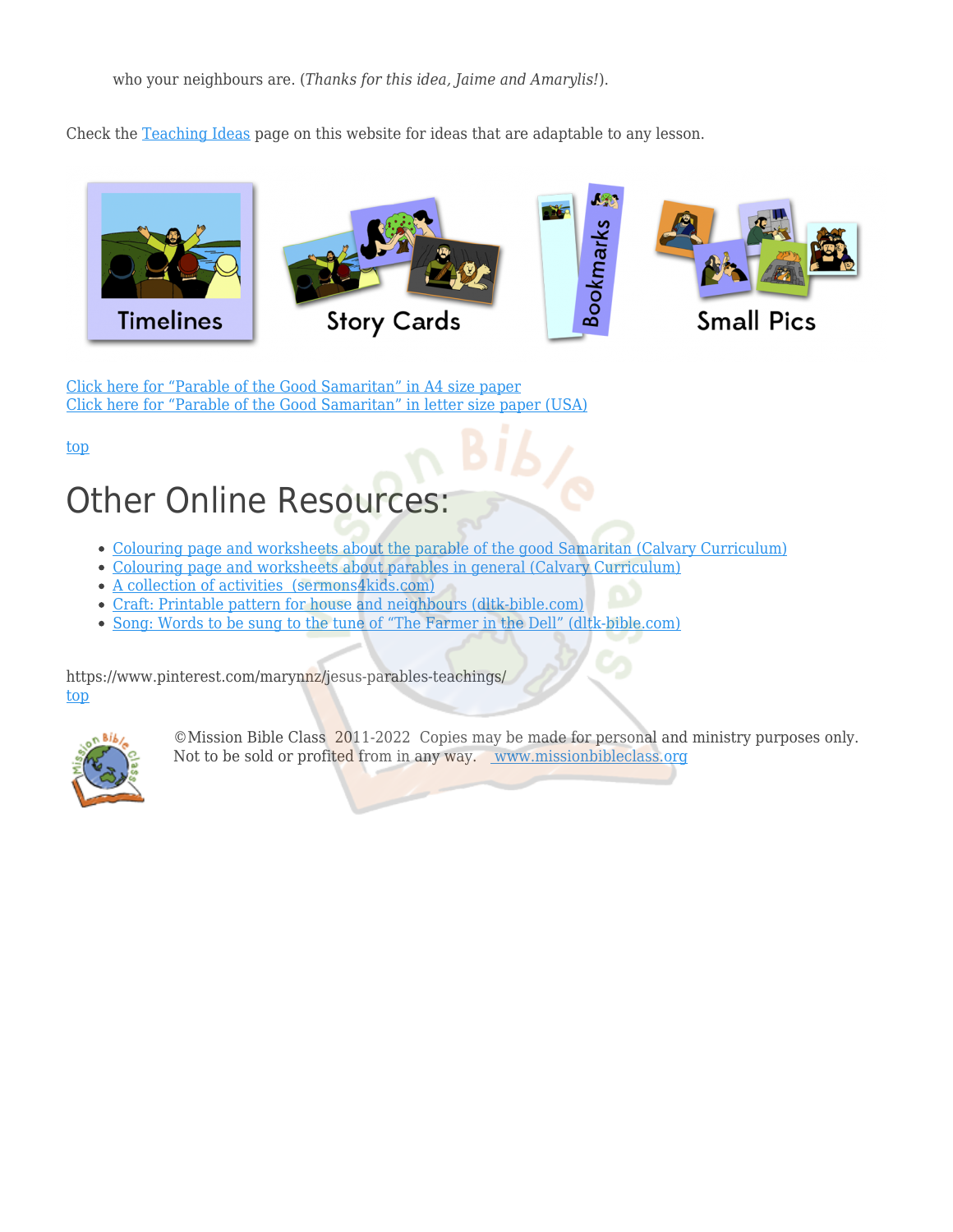who your neighbours are. (*Thanks for this idea, Jaime and Amarylis!*).

Check the Teaching Ideas page on this website for ideas that are adaptable to any lesson.

Timelines

Story Cards

Bookmarks

Small Pics

Click here for "Parable of the Good Samaritan" in A4 size paper
Click here for "Parable of the Good Samaritan" in letter size paper (USA)

top

# Other Online Resources:

- Colouring page and worksheets about the parable of the good Samaritan (Calvary Curriculum)
- Colouring page and worksheets about parables in general (Calvary Curriculum)
- A collection of activities (sermons4kids.com)
- Craft: Printable pattern for house and neighbours (dltk-bible.com)
- Song: Words to be sung to the tune of "The Farmer in the Dell" (dltk-bible.com)

https://www.pinterest.com/marynnz/jesus-parables-teachings/
top

©Mission Bible Class 2011-2022 Copies may be made for personal and ministry purposes only. Not to be sold or profited from in any way. www.missionbibleclass.org